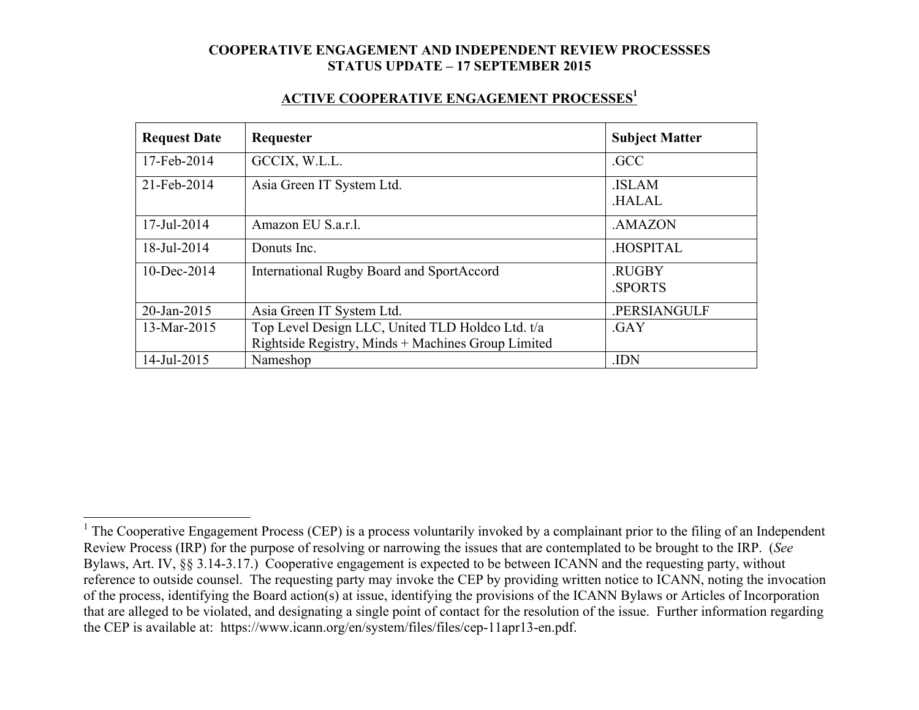# COOPERATIVE ENGAGEMENT AND INDEPENDENT REVIEW PROCESSSES
# STATUS UPDATE – 17 SEPTEMBER 2015

## ACTIVE COOPERATIVE ENGAGEMENT PROCESSES[1]

| Request Date | Requester | Subject Matter |
|---|---|---|
| 17-Feb-2014 | GCCIX, W.L.L. | .GCC |
| 21-Feb-2014 | Asia Green IT System Ltd. | .ISLAM<br>.HALAL |
| 17-Jul-2014 | Amazon EU S.a.r.l. | .AMAZON |
| 18-Jul-2014 | Donuts Inc. | .HOSPITAL |
| 10-Dec-2014 | International Rugby Board and SportAccord | .RUGBY<br>.SPORTS |
| 20-Jan-2015 | Asia Green IT System Ltd. | .PERSIANGULF |
| 13-Mar-2015 | Top Level Design LLC, United TLD Holdco Ltd. t/a Rightside Registry, Minds + Machines Group Limited | .GAY |
| 14-Jul-2015 | Nameshop | .IDN |

---

[1] The Cooperative Engagement Process (CEP) is a process voluntarily invoked by a complainant prior to the filing of an Independent Review Process (IRP) for the purpose of resolving or narrowing the issues that are contemplated to be brought to the IRP. (*See* Bylaws, Art. IV, §§ 3.14-3.17.) Cooperative engagement is expected to be between ICANN and the requesting party, without reference to outside counsel. The requesting party may invoke the CEP by providing written notice to ICANN, noting the invocation of the process, identifying the Board action(s) at issue, identifying the provisions of the ICANN Bylaws or Articles of Incorporation that are alleged to be violated, and designating a single point of contact for the resolution of the issue. Further information regarding the CEP is available at: https://www.icann.org/en/system/files/files/cep-11apr13-en.pdf.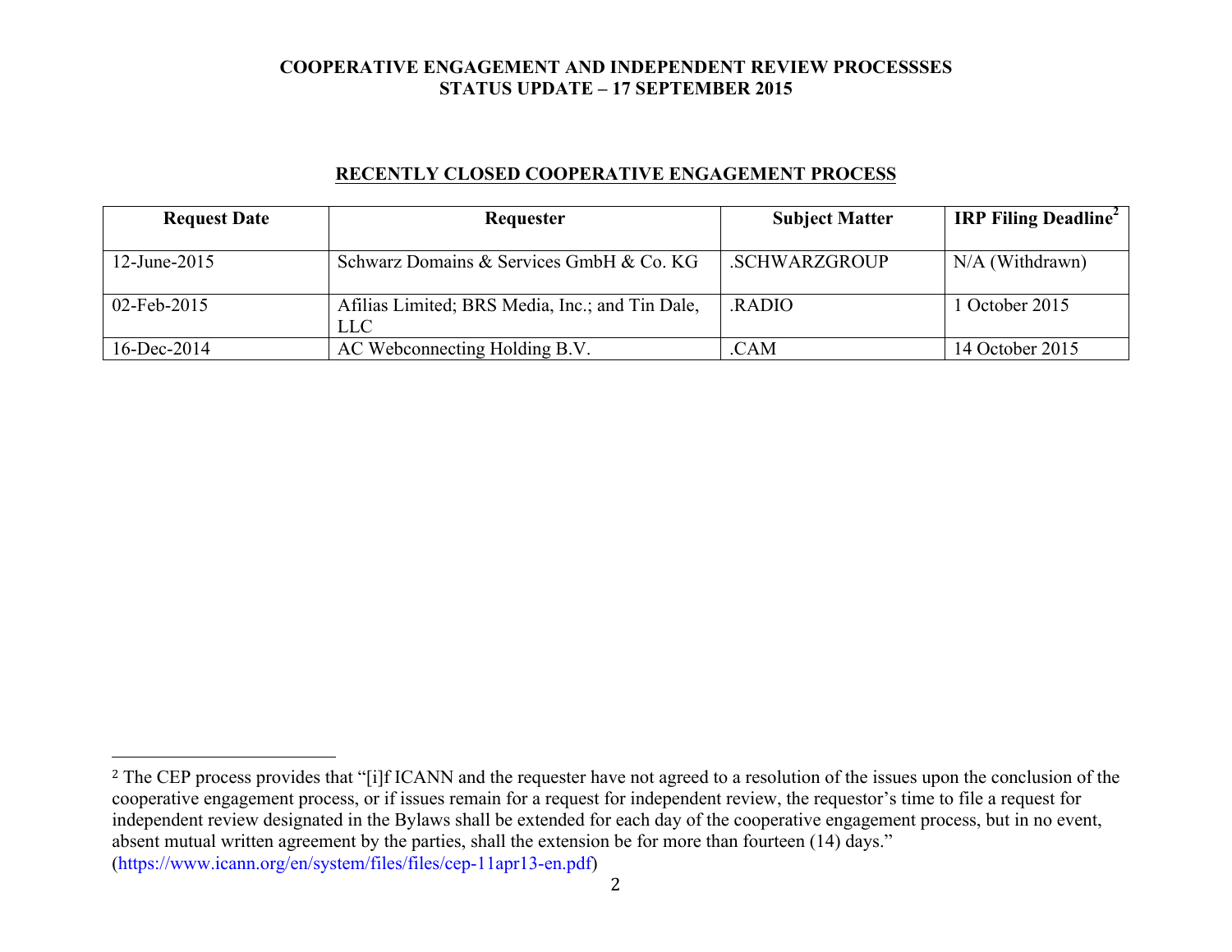**COOPERATIVE ENGAGEMENT AND INDEPENDENT REVIEW PROCESSSES**
**STATUS UPDATE – 17 SEPTEMBER 2015**

## RECENTLY CLOSED COOPERATIVE ENGAGEMENT PROCESS

| Request Date | Requester | Subject Matter | IRP Filing Deadline[2] |
|---|---|---|---|
| 12-June-2015 | Schwarz Domains & Services GmbH & Co. KG | .SCHWARZGROUP | N/A (Withdrawn) |
| 02-Feb-2015 | Afilias Limited; BRS Media, Inc.; and Tin Dale, LLC | .RADIO | 1 October 2015 |
| 16-Dec-2014 | AC Webconnecting Holding B.V. | .CAM | 14 October 2015 |

---

[2] The CEP process provides that "[i]f ICANN and the requester have not agreed to a resolution of the issues upon the conclusion of the cooperative engagement process, or if issues remain for a request for independent review, the requestor's time to file a request for independent review designated in the Bylaws shall be extended for each day of the cooperative engagement process, but in no event, absent mutual written agreement by the parties, shall the extension be for more than fourteen (14) days." (https://www.icann.org/en/system/files/files/cep-11apr13-en.pdf)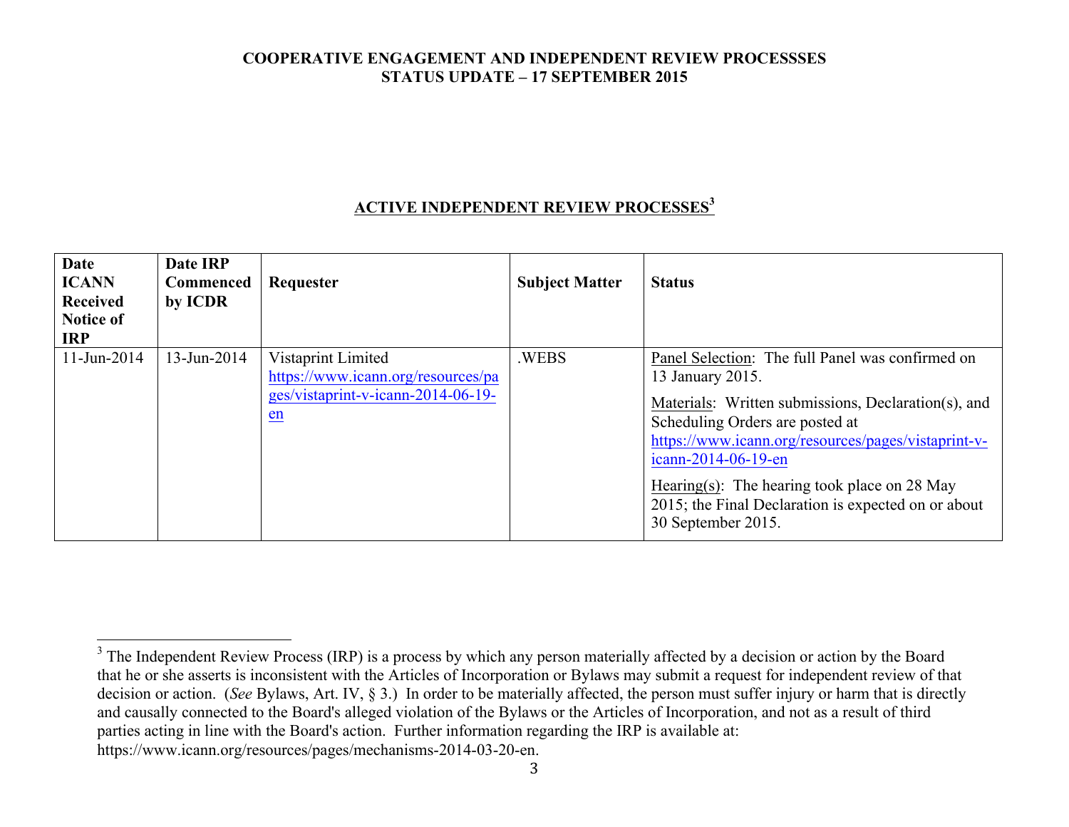**COOPERATIVE ENGAGEMENT AND INDEPENDENT REVIEW PROCESSSES**
**STATUS UPDATE – 17 SEPTEMBER 2015**

## ACTIVE INDEPENDENT REVIEW PROCESSES[3]

| Date ICANN Received Notice of IRP | Date IRP Commenced by ICDR | Requester | Subject Matter | Status |
|---|---|---|---|---|
| 11-Jun-2014 | 13-Jun-2014 | Vistaprint Limited https://www.icann.org/resources/pages/vistaprint-v-icann-2014-06-19-en | .WEBS | Panel Selection: The full Panel was confirmed on 13 January 2015. <br><br> Materials: Written submissions, Declaration(s), and Scheduling Orders are posted at https://www.icann.org/resources/pages/vistaprint-v-icann-2014-06-19-en <br><br> Hearing(s): The hearing took place on 28 May 2015; the Final Declaration is expected on or about 30 September 2015. |

[3] The Independent Review Process (IRP) is a process by which any person materially affected by a decision or action by the Board that he or she asserts is inconsistent with the Articles of Incorporation or Bylaws may submit a request for independent review of that decision or action. (*See* Bylaws, Art. IV, § 3.) In order to be materially affected, the person must suffer injury or harm that is directly and causally connected to the Board's alleged violation of the Bylaws or the Articles of Incorporation, and not as a result of third parties acting in line with the Board's action. Further information regarding the IRP is available at: https://www.icann.org/resources/pages/mechanisms-2014-03-20-en.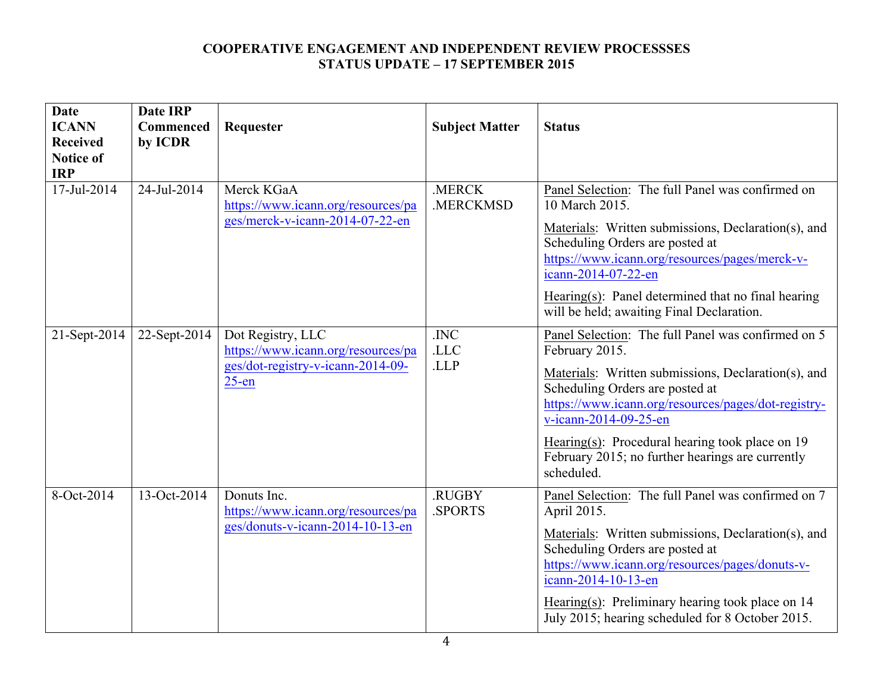**COOPERATIVE ENGAGEMENT AND INDEPENDENT REVIEW PROCESSSES**
**STATUS UPDATE – 17 SEPTEMBER 2015**

| Date ICANN Received Notice of IRP | Date IRP Commenced by ICDR | Requester | Subject Matter | Status |
|---|---|---|---|---|
| 17-Jul-2014 | 24-Jul-2014 | Merck KGaA https://www.icann.org/resources/pages/merck-v-icann-2014-07-22-en | .MERCK .MERCKMSD | Panel Selection: The full Panel was confirmed on 10 March 2015. Materials: Written submissions, Declaration(s), and Scheduling Orders are posted at https://www.icann.org/resources/pages/merck-v-icann-2014-07-22-en Hearing(s): Panel determined that no final hearing will be held; awaiting Final Declaration. |
| 21-Sept-2014 | 22-Sept-2014 | Dot Registry, LLC https://www.icann.org/resources/pages/dot-registry-v-icann-2014-09-25-en | .INC .LLC .LLP | Panel Selection: The full Panel was confirmed on 5 February 2015. Materials: Written submissions, Declaration(s), and Scheduling Orders are posted at https://www.icann.org/resources/pages/dot-registry-v-icann-2014-09-25-en Hearing(s): Procedural hearing took place on 19 February 2015; no further hearings are currently scheduled. |
| 8-Oct-2014 | 13-Oct-2014 | Donuts Inc. https://www.icann.org/resources/pages/donuts-v-icann-2014-10-13-en | .RUGBY .SPORTS | Panel Selection: The full Panel was confirmed on 7 April 2015. Materials: Written submissions, Declaration(s), and Scheduling Orders are posted at https://www.icann.org/resources/pages/donuts-v-icann-2014-10-13-en Hearing(s): Preliminary hearing took place on 14 July 2015; hearing scheduled for 8 October 2015. |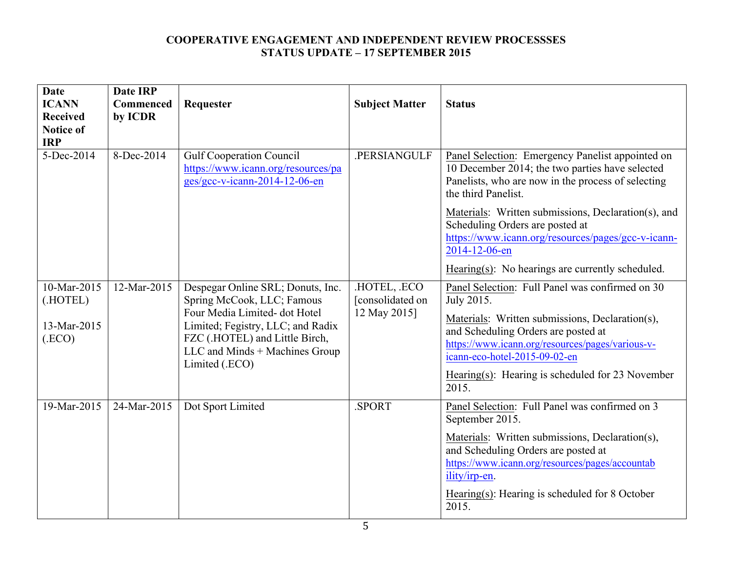**COOPERATIVE ENGAGEMENT AND INDEPENDENT REVIEW PROCESSSES**
**STATUS UPDATE – 17 SEPTEMBER 2015**

| Date ICANN Received Notice of IRP | Date IRP Commenced by ICDR | Requester | Subject Matter | Status |
|---|---|---|---|---|
| 5-Dec-2014 | 8-Dec-2014 | Gulf Cooperation Council https://www.icann.org/resources/pages/gcc-v-icann-2014-12-06-en | .PERSIANGULF | Panel Selection: Emergency Panelist appointed on 10 December 2014; the two parties have selected Panelists, who are now in the process of selecting the third Panelist.<br><br>Materials: Written submissions, Declaration(s), and Scheduling Orders are posted at https://www.icann.org/resources/pages/gcc-v-icann-2014-12-06-en<br><br>Hearing(s): No hearings are currently scheduled. |
| 10-Mar-2015 (.HOTEL)<br><br>13-Mar-2015 (.ECO) | 12-Mar-2015 | Despegar Online SRL; Donuts, Inc. Spring McCook, LLC; Famous Four Media Limited- dot Hotel Limited; Fegistry, LLC; and Radix FZC (.HOTEL) and Little Birch, LLC and Minds + Machines Group Limited (.ECO) | .HOTEL, .ECO [consolidated on 12 May 2015] | Panel Selection: Full Panel was confirmed on 30 July 2015.<br><br>Materials: Written submissions, Declaration(s), and Scheduling Orders are posted at https://www.icann.org/resources/pages/various-v-icann-eco-hotel-2015-09-02-en<br><br>Hearing(s): Hearing is scheduled for 23 November 2015. |
| 19-Mar-2015 | 24-Mar-2015 | Dot Sport Limited | .SPORT | Panel Selection: Full Panel was confirmed on 3 September 2015.<br><br>Materials: Written submissions, Declaration(s), and Scheduling Orders are posted at https://www.icann.org/resources/pages/accountability/irp-en.<br><br>Hearing(s): Hearing is scheduled for 8 October 2015. |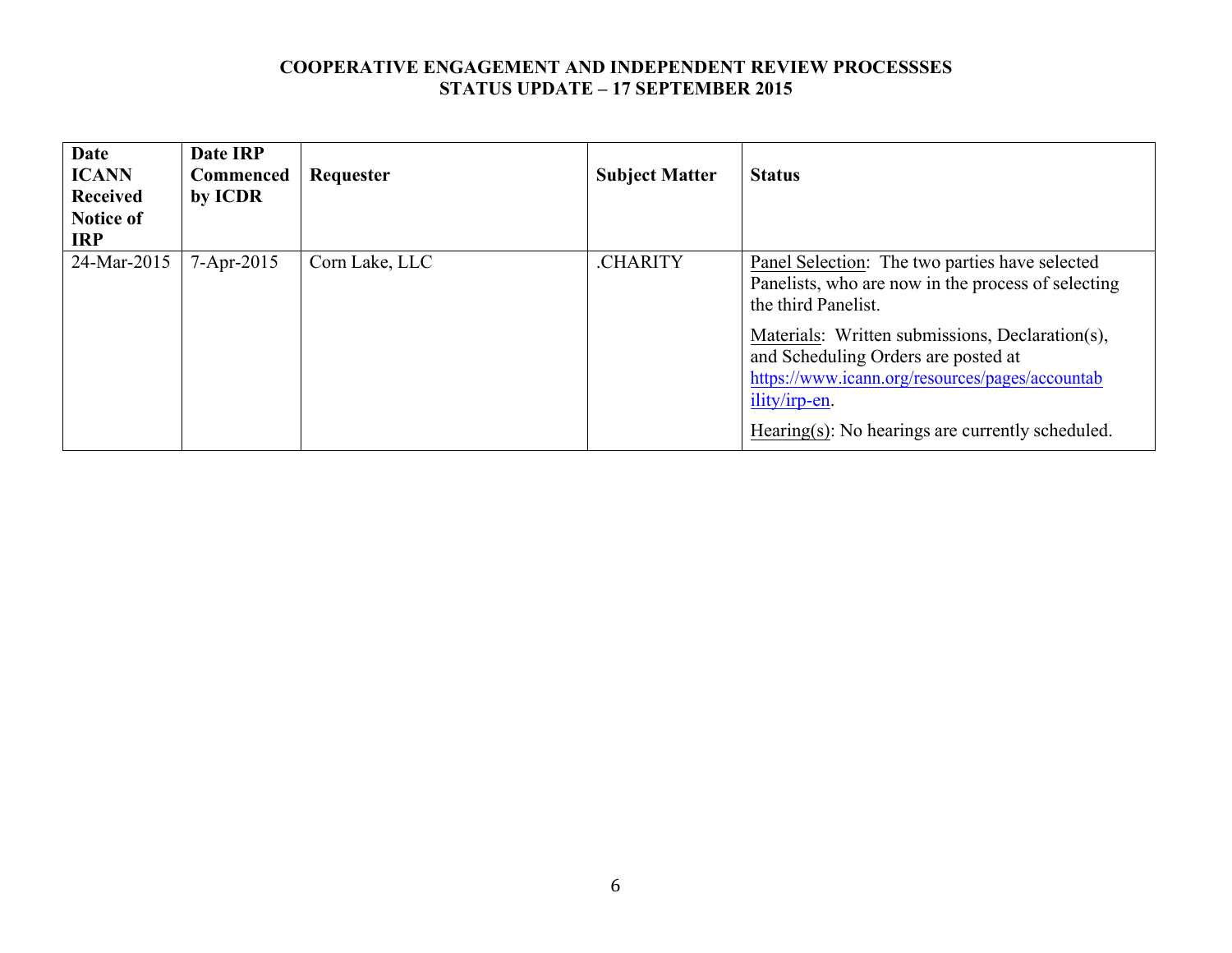**COOPERATIVE ENGAGEMENT AND INDEPENDENT REVIEW PROCESSSES**
**STATUS UPDATE – 17 SEPTEMBER 2015**

| Date ICANN Received Notice of IRP | Date IRP Commenced by ICDR | Requester | Subject Matter | Status |
|---|---|---|---|---|
| 24-Mar-2015 | 7-Apr-2015 | Corn Lake, LLC | .CHARITY | Panel Selection: The two parties have selected Panelists, who are now in the process of selecting the third Panelist.<br><br>Materials: Written submissions, Declaration(s), and Scheduling Orders are posted at https://www.icann.org/resources/pages/accountability/irp-en.<br><br>Hearing(s): No hearings are currently scheduled. |